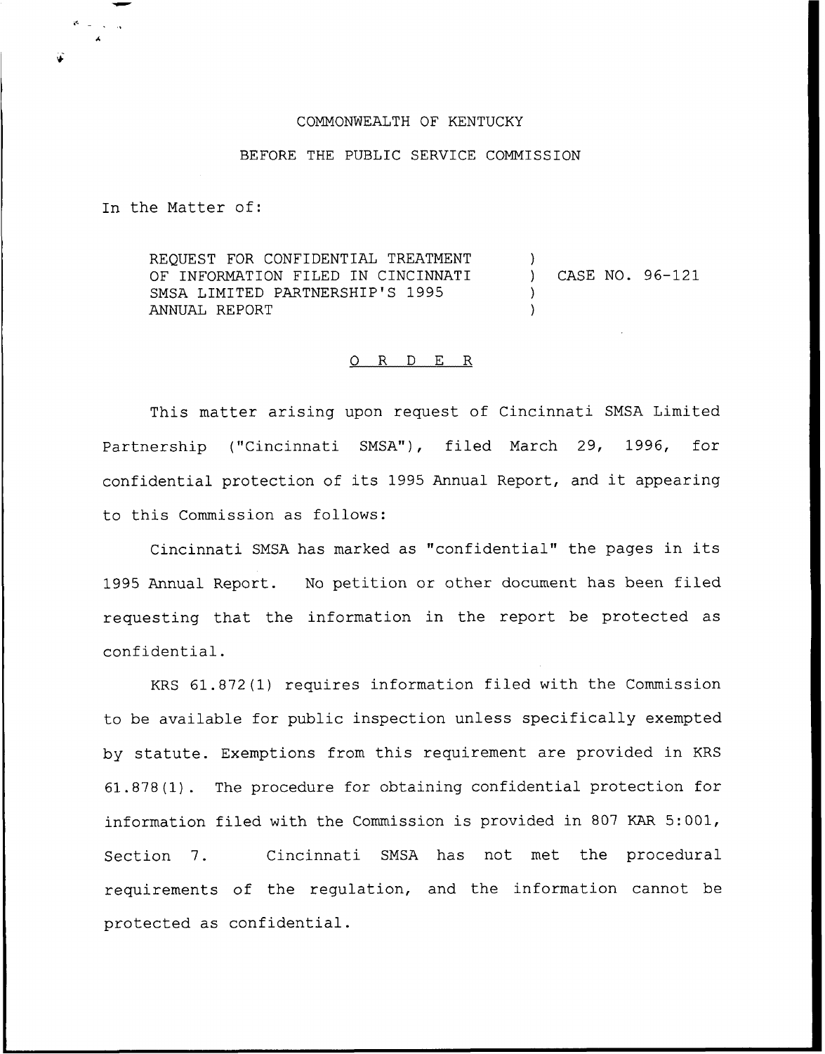COMMONWEALTH OF KENTUCKY

BEFORE THE PUBLIC SERVICE COMMISSION

In the Matter of:

| | | |
|---|---|---|
| REQUEST FOR CONFIDENTIAL TREATMENT OF INFORMATION FILED IN CINCINNATI SMSA LIMITED PARTNERSHIP'S 1995 ANNUAL REPORT | ) | CASE NO. 96-121 |

## O R D E R

This matter arising upon request of Cincinnati SMSA Limited Partnership ("Cincinnati SMSA"), filed March 29, 1996, for confidential protection of its 1995 Annual Report, and it appearing to this Commission as follows:

Cincinnati SMSA has marked as "confidential" the pages in its 1995 Annual Report. No petition or other document has been filed requesting that the information in the report be protected as confidential.

KRS 61.872(1) requires information filed with the Commission to be available for public inspection unless specifically exempted by statute. Exemptions from this requirement are provided in KRS 61.878(1). The procedure for obtaining confidential protection for information filed with the Commission is provided in 807 KAR 5:001, Section 7. Cincinnati SMSA has not met the procedural requirements of the regulation, and the information cannot be protected as confidential.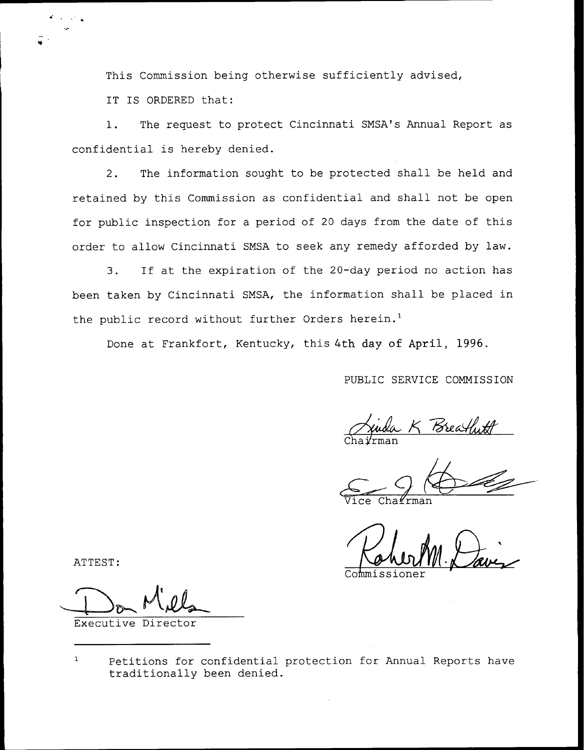This Commission being otherwise sufficiently advised,

IT IS ORDERED that:

1. The request to protect Cincinnati SMSA's Annual Report as confidential is hereby denied.

2. The information sought to be protected shall be held and retained by this Commission as confidential and shall not be open for public inspection for a period of 20 days from the date of this order to allow Cincinnati SMSA to seek any remedy afforded by law.

3. If at the expiration of the 20-day period no action has been taken by Cincinnati SMSA, the information shall be placed in the public record without further Orders herein.[1]

Done at Frankfort, Kentucky, this 4th day of April, 1996.

PUBLIC SERVICE COMMISSION

Linda K Breathitt
Chairman

Vice Chairman

Robert M. Davis
Commissioner

ATTEST:

Don Mills
Executive Director

---

[1] Petitions for confidential protection for Annual Reports have traditionally been denied.